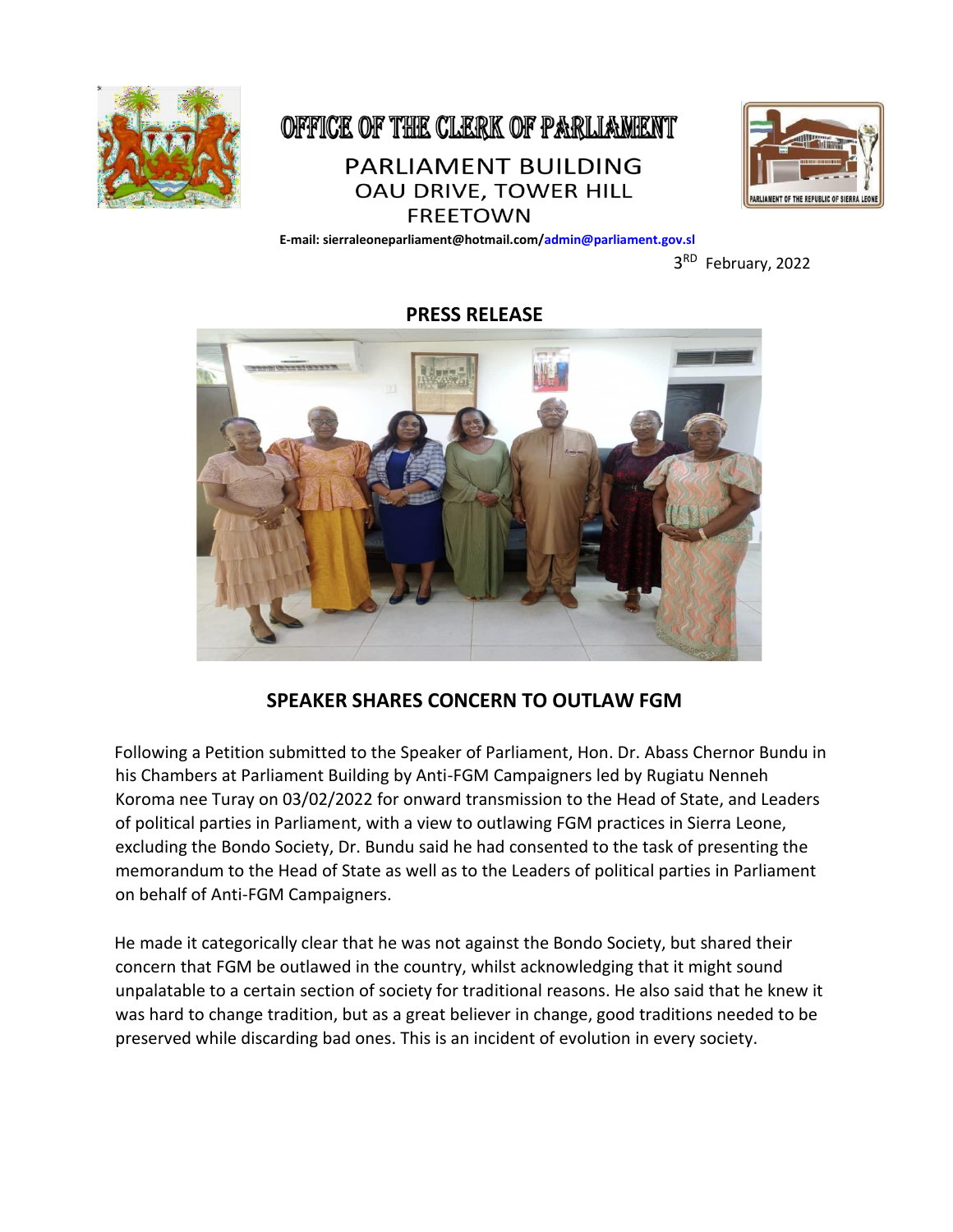# OFFICE OF THE CLERK OF PARLIAMENT

PARLIAMENT BUILDING
OAU DRIVE, TOWER HILL
FREETOWN

**E-mail: sierraleoneparliament@hotmail.com/admin@parliament.gov.sl**

3RD February, 2022

## PRESS RELEASE

## SPEAKER SHARES CONCERN TO OUTLAW FGM

Following a Petition submitted to the Speaker of Parliament, Hon. Dr. Abass Chernor Bundu in his Chambers at Parliament Building by Anti-FGM Campaigners led by Rugiatu Nenneh Koroma nee Turay on 03/02/2022 for onward transmission to the Head of State, and Leaders of political parties in Parliament, with a view to outlawing FGM practices in Sierra Leone, excluding the Bondo Society, Dr. Bundu said he had consented to the task of presenting the memorandum to the Head of State as well as to the Leaders of political parties in Parliament on behalf of Anti-FGM Campaigners.

He made it categorically clear that he was not against the Bondo Society, but shared their concern that FGM be outlawed in the country, whilst acknowledging that it might sound unpalatable to a certain section of society for traditional reasons. He also said that he knew it was hard to change tradition, but as a great believer in change, good traditions needed to be preserved while discarding bad ones. This is an incident of evolution in every society.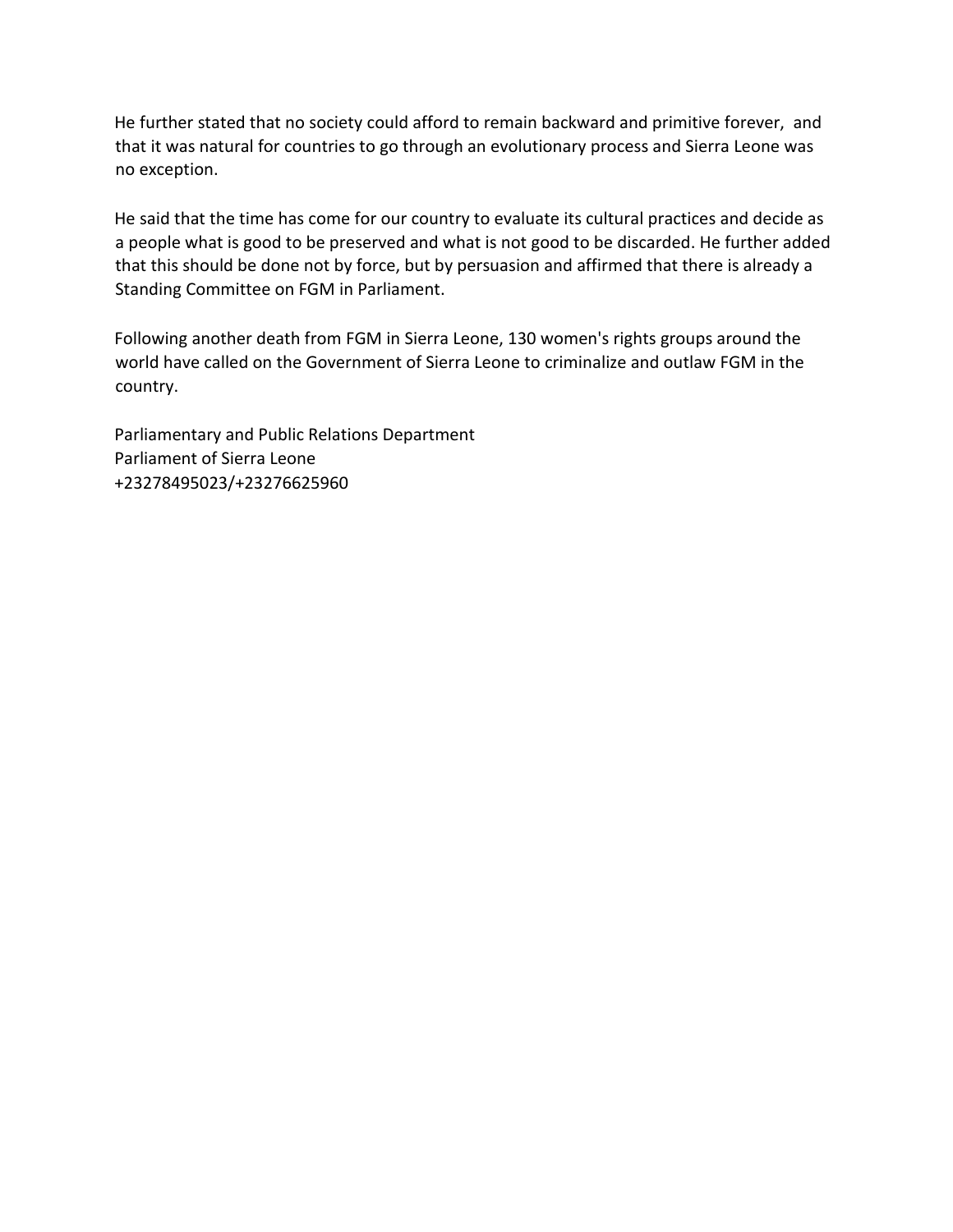He further stated that no society could afford to remain backward and primitive forever, and that it was natural for countries to go through an evolutionary process and Sierra Leone was no exception.

He said that the time has come for our country to evaluate its cultural practices and decide as a people what is good to be preserved and what is not good to be discarded. He further added that this should be done not by force, but by persuasion and affirmed that there is already a Standing Committee on FGM in Parliament.

Following another death from FGM in Sierra Leone, 130 women's rights groups around the world have called on the Government of Sierra Leone to criminalize and outlaw FGM in the country.

Parliamentary and Public Relations Department
Parliament of Sierra Leone
+23278495023/+23276625960